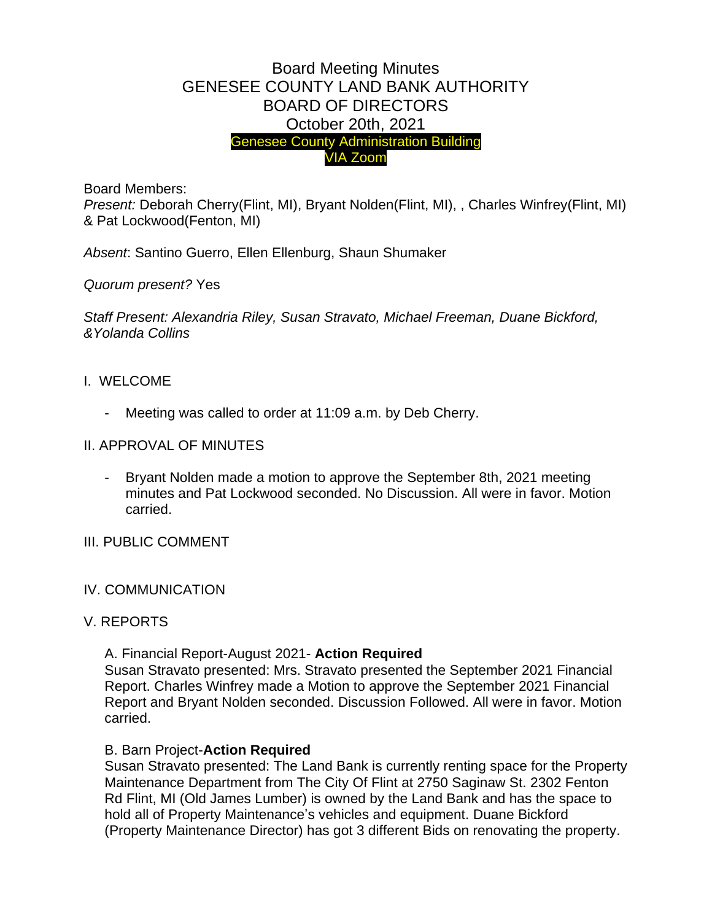# Board Meeting Minutes
# GENESEE COUNTY LAND BANK AUTHORITY
# BOARD OF DIRECTORS
# October 20th, 2021

Genesee County Administration Building
VIA Zoom

Board Members:
*Present:* Deborah Cherry(Flint, MI), Bryant Nolden(Flint, MI), , Charles Winfrey(Flint, MI) & Pat Lockwood(Fenton, MI)

*Absent*: Santino Guerro, Ellen Ellenburg, Shaun Shumaker

*Quorum present?* Yes

*Staff Present: Alexandria Riley, Susan Stravato, Michael Freeman, Duane Bickford, &Yolanda Collins*

## I. WELCOME

- Meeting was called to order at 11:09 a.m. by Deb Cherry.

## II. APPROVAL OF MINUTES

- Bryant Nolden made a motion to approve the September 8th, 2021 meeting minutes and Pat Lockwood seconded. No Discussion. All were in favor. Motion carried.

## III. PUBLIC COMMENT

## IV. COMMUNICATION

## V. REPORTS

A. Financial Report-August 2021- **Action Required**
Susan Stravato presented: Mrs. Stravato presented the September 2021 Financial Report. Charles Winfrey made a Motion to approve the September 2021 Financial Report and Bryant Nolden seconded. Discussion Followed. All were in favor. Motion carried.

B. Barn Project-**Action Required**
Susan Stravato presented: The Land Bank is currently renting space for the Property Maintenance Department from The City Of Flint at 2750 Saginaw St. 2302 Fenton Rd Flint, MI (Old James Lumber) is owned by the Land Bank and has the space to hold all of Property Maintenance's vehicles and equipment. Duane Bickford (Property Maintenance Director) has got 3 different Bids on renovating the property.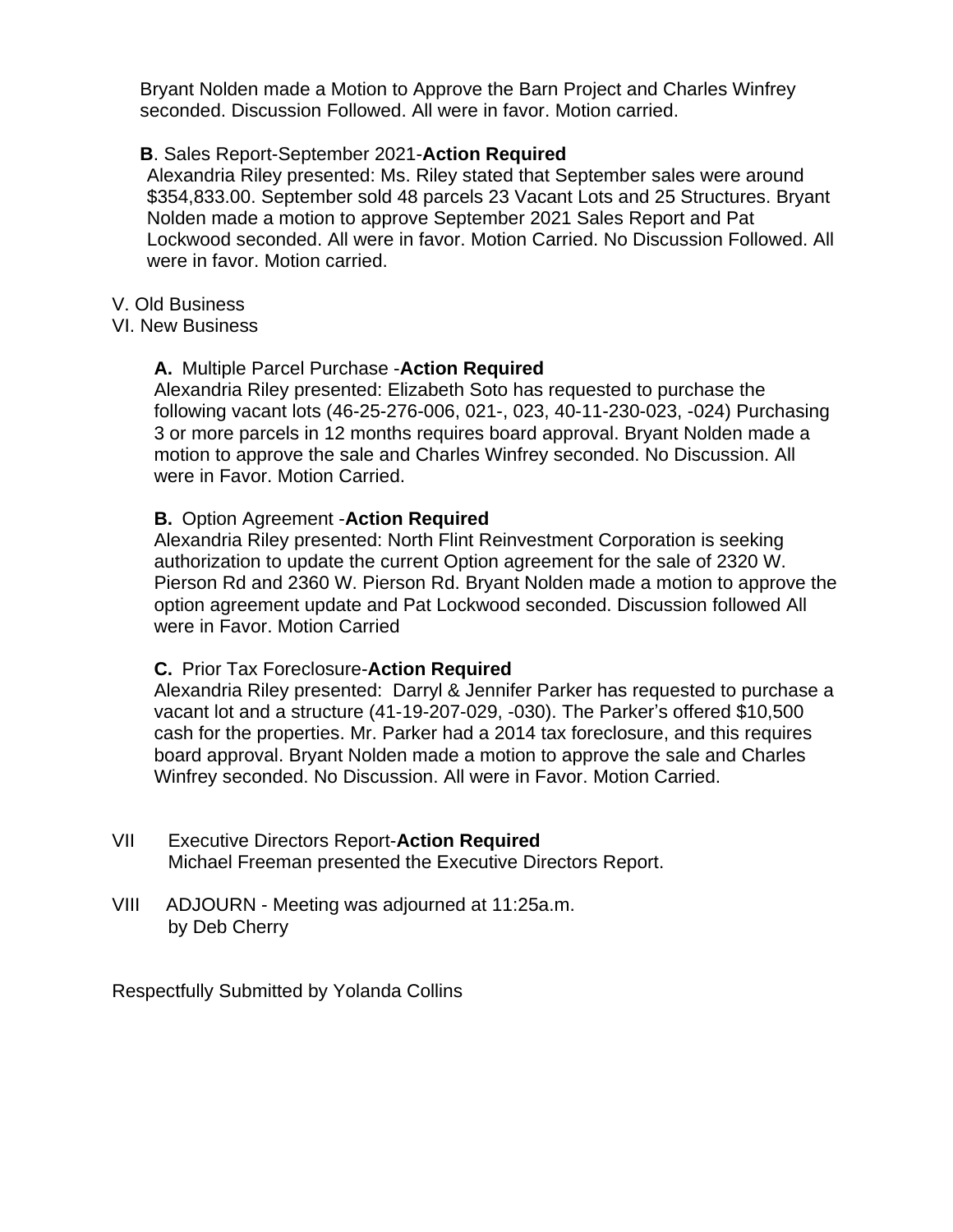Bryant Nolden made a Motion to Approve the Barn Project and Charles Winfrey seconded. Discussion Followed. All were in favor. Motion carried.

**B**. Sales Report-September 2021-**Action Required**

Alexandria Riley presented: Ms. Riley stated that September sales were around $354,833.00. September sold 48 parcels 23 Vacant Lots and 25 Structures. Bryant Nolden made a motion to approve September 2021 Sales Report and Pat Lockwood seconded. All were in favor. Motion Carried. No Discussion Followed. All were in favor. Motion carried.

V. Old Business

VI. New Business

**A.** Multiple Parcel Purchase -**Action Required**

Alexandria Riley presented: Elizabeth Soto has requested to purchase the following vacant lots (46-25-276-006, 021-, 023, 40-11-230-023, -024) Purchasing 3 or more parcels in 12 months requires board approval. Bryant Nolden made a motion to approve the sale and Charles Winfrey seconded. No Discussion. All were in Favor. Motion Carried.

**B.** Option Agreement -**Action Required**

Alexandria Riley presented: North Flint Reinvestment Corporation is seeking authorization to update the current Option agreement for the sale of 2320 W. Pierson Rd and 2360 W. Pierson Rd. Bryant Nolden made a motion to approve the option agreement update and Pat Lockwood seconded. Discussion followed All were in Favor. Motion Carried

**C.** Prior Tax Foreclosure-**Action Required**

Alexandria Riley presented: Darryl & Jennifer Parker has requested to purchase a vacant lot and a structure (41-19-207-029, -030). The Parker's offered $10,500 cash for the properties. Mr. Parker had a 2014 tax foreclosure, and this requires board approval. Bryant Nolden made a motion to approve the sale and Charles Winfrey seconded. No Discussion. All were in Favor. Motion Carried.

VII Executive Directors Report-**Action Required**

Michael Freeman presented the Executive Directors Report.

VIII ADJOURN - Meeting was adjourned at 11:25a.m. by Deb Cherry

Respectfully Submitted by Yolanda Collins